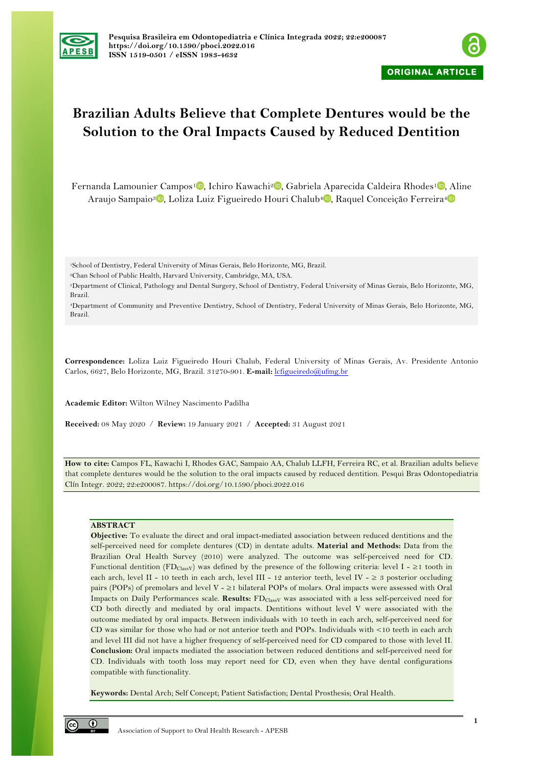ORIGINAL ARTICLE

# Brazilian Adults Believe that Complete Dentures would be the Solution to the Oral Impacts Caused by Reduced Dentition

Fernanda Lamounier Campos[1], Ichiro Kawachi[2], Gabriela Aparecida Caldeira Rhodes[1], Aline Araujo Sampaio[3], Loliza Luiz Figueiredo Houri Chalub[4], Raquel Conceição Ferreira[4]

[1]School of Dentistry, Federal University of Minas Gerais, Belo Horizonte, MG, Brazil.
[2]Chan School of Public Health, Harvard University, Cambridge, MA, USA.
[3]Department of Clinical, Pathology and Dental Surgery, School of Dentistry, Federal University of Minas Gerais, Belo Horizonte, MG, Brazil.
[4]Department of Community and Preventive Dentistry, School of Dentistry, Federal University of Minas Gerais, Belo Horizonte, MG, Brazil.

**Correspondence:** Loliza Luiz Figueiredo Houri Chalub, Federal University of Minas Gerais, Av. Presidente Antonio Carlos, 6627, Belo Horizonte, MG, Brazil. 31270-901. **E-mail:** lcfigueiredo@ufmg.br

**Academic Editor:** Wilton Wilney Nascimento Padilha

**Received:** 08 May 2020 / **Review:** 19 January 2021 / **Accepted:** 31 August 2021

**How to cite:** Campos FL, Kawachi I, Rhodes GAC, Sampaio AA, Chalub LLFH, Ferreira RC, et al. Brazilian adults believe that complete dentures would be the solution to the oral impacts caused by reduced dentition. Pesqui Bras Odontopediatria Clín Integr. 2022; 22:e200087. https://doi.org/10.1590/pboci.2022.016

## ABSTRACT

**Objective:** To evaluate the direct and oral impact-mediated association between reduced dentitions and the self-perceived need for complete dentures (CD) in dentate adults. **Material and Methods:** Data from the Brazilian Oral Health Survey (2010) were analyzed. The outcome was self-perceived need for CD. Functional dentition ($FD_{ClassV}$) was defined by the presence of the following criteria: level I - ≥1 tooth in each arch, level II - 10 teeth in each arch, level III - 12 anterior teeth, level IV - ≥ 3 posterior occluding pairs (POPs) of premolars and level V - ≥1 bilateral POPs of molars. Oral impacts were assessed with Oral Impacts on Daily Performances scale. **Results:** $FD_{ClassV}$ was associated with a less self-perceived need for CD both directly and mediated by oral impacts. Dentitions without level V were associated with the outcome mediated by oral impacts. Between individuals with 10 teeth in each arch, self-perceived need for CD was similar for those who had or not anterior teeth and POPs. Individuals with <10 teeth in each arch and level III did not have a higher frequency of self-perceived need for CD compared to those with level II. **Conclusion:** Oral impacts mediated the association between reduced dentitions and self-perceived need for CD. Individuals with tooth loss may report need for CD, even when they have dental configurations compatible with functionality.

**Keywords:** Dental Arch; Self Concept; Patient Satisfaction; Dental Prosthesis; Oral Health.

Association of Support to Oral Health Research - APESB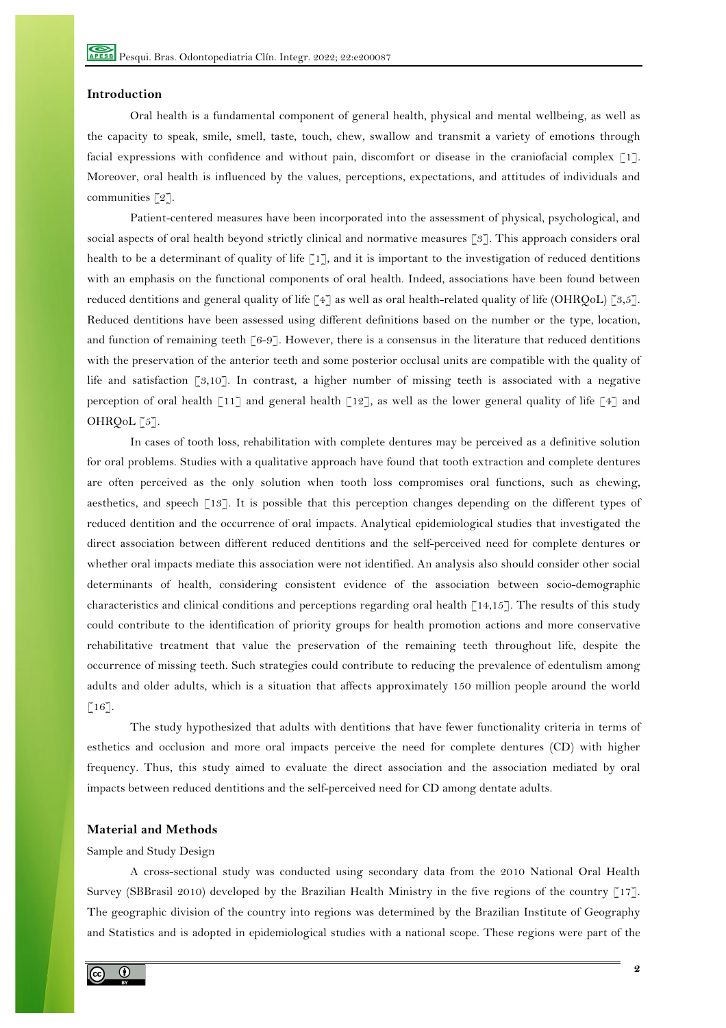## Introduction

Oral health is a fundamental component of general health, physical and mental wellbeing, as well as the capacity to speak, smile, smell, taste, touch, chew, swallow and transmit a variety of emotions through facial expressions with confidence and without pain, discomfort or disease in the craniofacial complex [1]. Moreover, oral health is influenced by the values, perceptions, expectations, and attitudes of individuals and communities [2].

Patient-centered measures have been incorporated into the assessment of physical, psychological, and social aspects of oral health beyond strictly clinical and normative measures [3]. This approach considers oral health to be a determinant of quality of life [1], and it is important to the investigation of reduced dentitions with an emphasis on the functional components of oral health. Indeed, associations have been found between reduced dentitions and general quality of life [4] as well as oral health-related quality of life (OHRQoL) [3,5]. Reduced dentitions have been assessed using different definitions based on the number or the type, location, and function of remaining teeth [6-9]. However, there is a consensus in the literature that reduced dentitions with the preservation of the anterior teeth and some posterior occlusal units are compatible with the quality of life and satisfaction [3,10]. In contrast, a higher number of missing teeth is associated with a negative perception of oral health [11] and general health [12], as well as the lower general quality of life [4] and OHRQoL [5].

In cases of tooth loss, rehabilitation with complete dentures may be perceived as a definitive solution for oral problems. Studies with a qualitative approach have found that tooth extraction and complete dentures are often perceived as the only solution when tooth loss compromises oral functions, such as chewing, aesthetics, and speech [13]. It is possible that this perception changes depending on the different types of reduced dentition and the occurrence of oral impacts. Analytical epidemiological studies that investigated the direct association between different reduced dentitions and the self-perceived need for complete dentures or whether oral impacts mediate this association were not identified. An analysis also should consider other social determinants of health, considering consistent evidence of the association between socio-demographic characteristics and clinical conditions and perceptions regarding oral health [14,15]. The results of this study could contribute to the identification of priority groups for health promotion actions and more conservative rehabilitative treatment that value the preservation of the remaining teeth throughout life, despite the occurrence of missing teeth. Such strategies could contribute to reducing the prevalence of edentulism among adults and older adults, which is a situation that affects approximately 150 million people around the world [16].

The study hypothesized that adults with dentitions that have fewer functionality criteria in terms of esthetics and occlusion and more oral impacts perceive the need for complete dentures (CD) with higher frequency. Thus, this study aimed to evaluate the direct association and the association mediated by oral impacts between reduced dentitions and the self-perceived need for CD among dentate adults.

## Material and Methods

### Sample and Study Design

A cross-sectional study was conducted using secondary data from the 2010 National Oral Health Survey (SBBrasil 2010) developed by the Brazilian Health Ministry in the five regions of the country [17]. The geographic division of the country into regions was determined by the Brazilian Institute of Geography and Statistics and is adopted in epidemiological studies with a national scope. These regions were part of the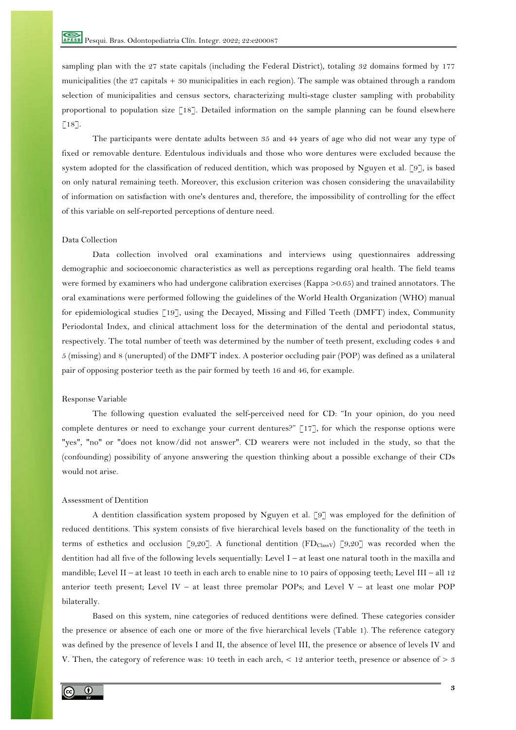sampling plan with the 27 state capitals (including the Federal District), totaling 32 domains formed by 177 municipalities (the 27 capitals + 30 municipalities in each region). The sample was obtained through a random selection of municipalities and census sectors, characterizing multi-stage cluster sampling with probability proportional to population size [18]. Detailed information on the sample planning can be found elsewhere [18].

The participants were dentate adults between 35 and 44 years of age who did not wear any type of fixed or removable denture. Edentulous individuals and those who wore dentures were excluded because the system adopted for the classification of reduced dentition, which was proposed by Nguyen et al. [9], is based on only natural remaining teeth. Moreover, this exclusion criterion was chosen considering the unavailability of information on satisfaction with one's dentures and, therefore, the impossibility of controlling for the effect of this variable on self-reported perceptions of denture need.

### Data Collection

Data collection involved oral examinations and interviews using questionnaires addressing demographic and socioeconomic characteristics as well as perceptions regarding oral health. The field teams were formed by examiners who had undergone calibration exercises (Kappa >0.65) and trained annotators. The oral examinations were performed following the guidelines of the World Health Organization (WHO) manual for epidemiological studies [19], using the Decayed, Missing and Filled Teeth (DMFT) index, Community Periodontal Index, and clinical attachment loss for the determination of the dental and periodontal status, respectively. The total number of teeth was determined by the number of teeth present, excluding codes 4 and 5 (missing) and 8 (unerupted) of the DMFT index. A posterior occluding pair (POP) was defined as a unilateral pair of opposing posterior teeth as the pair formed by teeth 16 and 46, for example.

### Response Variable

The following question evaluated the self-perceived need for CD: "In your opinion, do you need complete dentures or need to exchange your current dentures?" [17], for which the response options were "yes", "no" or "does not know/did not answer". CD wearers were not included in the study, so that the (confounding) possibility of anyone answering the question thinking about a possible exchange of their CDs would not arise.

### Assessment of Dentition

A dentition classification system proposed by Nguyen et al. [9] was employed for the definition of reduced dentitions. This system consists of five hierarchical levels based on the functionality of the teeth in terms of esthetics and occlusion [9,20]. A functional dentition ($FD_{ClassV}$) [9,20] was recorded when the dentition had all five of the following levels sequentially: Level I – at least one natural tooth in the maxilla and mandible; Level II – at least 10 teeth in each arch to enable nine to 10 pairs of opposing teeth; Level III – all 12 anterior teeth present; Level IV – at least three premolar POPs; and Level V – at least one molar POP bilaterally.

Based on this system, nine categories of reduced dentitions were defined. These categories consider the presence or absence of each one or more of the five hierarchical levels (Table 1). The reference category was defined by the presence of levels I and II, the absence of level III, the presence or absence of levels IV and V. Then, the category of reference was: 10 teeth in each arch, < 12 anterior teeth, presence or absence of > 3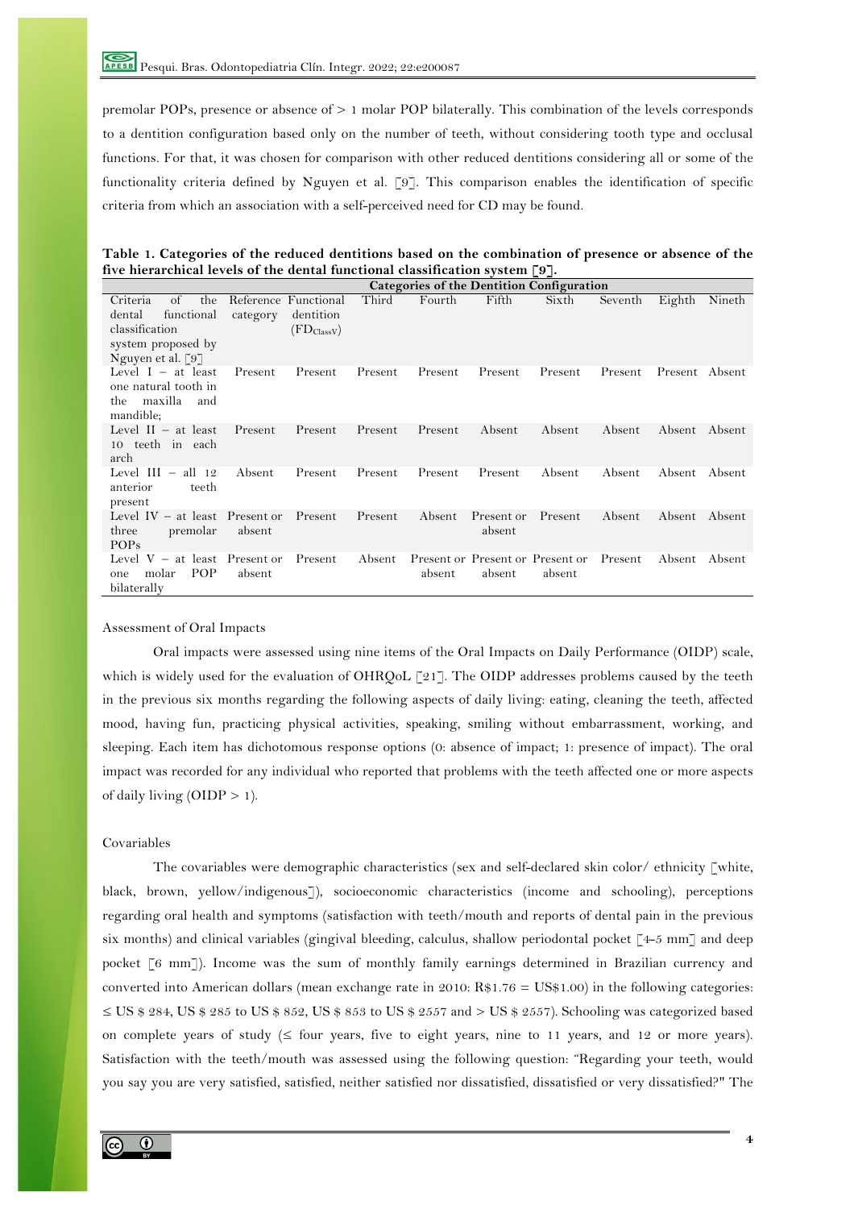premolar POPs, presence or absence of > 1 molar POP bilaterally. This combination of the levels corresponds to a dentition configuration based only on the number of teeth, without considering tooth type and occlusal functions. For that, it was chosen for comparison with other reduced dentitions considering all or some of the functionality criteria defined by Nguyen et al. [9]. This comparison enables the identification of specific criteria from which an association with a self-perceived need for CD may be found.

**Table 1. Categories of the reduced dentitions based on the combination of presence or absence of the five hierarchical levels of the dental functional classification system [9].**

| | **Categories of the Dentition Configuration** | | | | | | | | |
|---|---|---|---|---|---|---|---|---|---|
| Criteria of the dental functional classification system proposed by Nguyen et al. [9] | Reference category | Functional dentition ($FD_{ClassV}$) | Third | Fourth | Fifth | Sixth | Seventh | Eighth | Nineth |
| Level I – at least one natural tooth in the maxilla and mandible; | Present | Present | Present | Present | Present | Present | Present | Present | Absent |
| Level II – at least 10 teeth in each arch | Present | Present | Present | Present | Absent | Absent | Absent | Absent | Absent |
| Level III – all 12 anterior teeth present | Absent | Present | Present | Present | Present | Absent | Absent | Absent | Absent |
| Level IV – at least three premolar POPs | Present or absent | Present | Present | Absent | Present or absent | Present | Absent | Absent | Absent |
| Level V – at least one molar POP bilaterally | Present or absent | Present | Absent | Present or absent | Present or absent | Present or absent | Present | Absent | Absent |

Assessment of Oral Impacts

Oral impacts were assessed using nine items of the Oral Impacts on Daily Performance (OIDP) scale, which is widely used for the evaluation of OHRQoL [21]. The OIDP addresses problems caused by the teeth in the previous six months regarding the following aspects of daily living: eating, cleaning the teeth, affected mood, having fun, practicing physical activities, speaking, smiling without embarrassment, working, and sleeping. Each item has dichotomous response options (0: absence of impact; 1: presence of impact). The oral impact was recorded for any individual who reported that problems with the teeth affected one or more aspects of daily living (OIDP > 1).

Covariables

The covariables were demographic characteristics (sex and self-declared skin color/ ethnicity [white, black, brown, yellow/indigenous]), socioeconomic characteristics (income and schooling), perceptions regarding oral health and symptoms (satisfaction with teeth/mouth and reports of dental pain in the previous six months) and clinical variables (gingival bleeding, calculus, shallow periodontal pocket [4-5 mm] and deep pocket [6 mm]). Income was the sum of monthly family earnings determined in Brazilian currency and converted into American dollars (mean exchange rate in 2010: R$1.76 = US$1.00) in the following categories: ≤ US $ 284, US $ 285 to US $ 852, US $ 853 to US $ 2557 and > US $ 2557). Schooling was categorized based on complete years of study (≤ four years, five to eight years, nine to 11 years, and 12 or more years). Satisfaction with the teeth/mouth was assessed using the following question: "Regarding your teeth, would you say you are very satisfied, satisfied, neither satisfied nor dissatisfied, dissatisfied or very dissatisfied?" The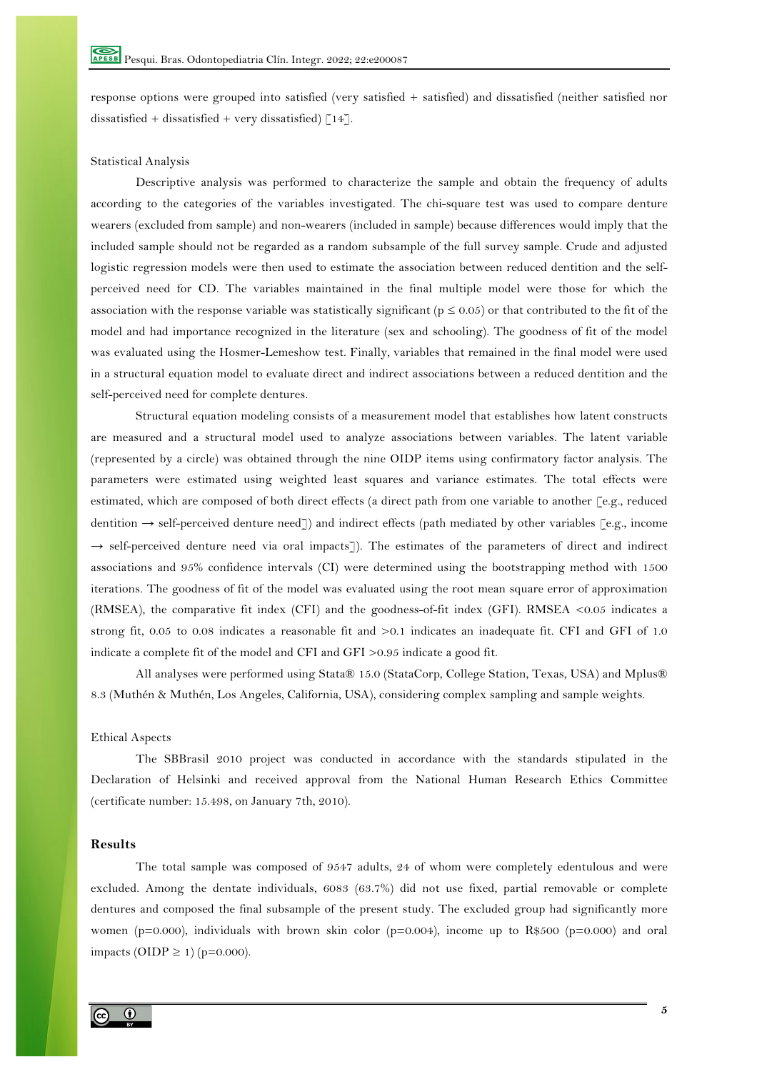response options were grouped into satisfied (very satisfied + satisfied) and dissatisfied (neither satisfied nor dissatisfied + dissatisfied + very dissatisfied) [14].

Statistical Analysis

Descriptive analysis was performed to characterize the sample and obtain the frequency of adults according to the categories of the variables investigated. The chi-square test was used to compare denture wearers (excluded from sample) and non-wearers (included in sample) because differences would imply that the included sample should not be regarded as a random subsample of the full survey sample. Crude and adjusted logistic regression models were then used to estimate the association between reduced dentition and the self-perceived need for CD. The variables maintained in the final multiple model were those for which the association with the response variable was statistically significant ($p \leq 0.05$) or that contributed to the fit of the model and had importance recognized in the literature (sex and schooling). The goodness of fit of the model was evaluated using the Hosmer-Lemeshow test. Finally, variables that remained in the final model were used in a structural equation model to evaluate direct and indirect associations between a reduced dentition and the self-perceived need for complete dentures.

Structural equation modeling consists of a measurement model that establishes how latent constructs are measured and a structural model used to analyze associations between variables. The latent variable (represented by a circle) was obtained through the nine OIDP items using confirmatory factor analysis. The parameters were estimated using weighted least squares and variance estimates. The total effects were estimated, which are composed of both direct effects (a direct path from one variable to another [e.g., reduced dentition → self-perceived denture need]) and indirect effects (path mediated by other variables [e.g., income → self-perceived denture need via oral impacts]). The estimates of the parameters of direct and indirect associations and 95% confidence intervals (CI) were determined using the bootstrapping method with 1500 iterations. The goodness of fit of the model was evaluated using the root mean square error of approximation (RMSEA), the comparative fit index (CFI) and the goodness-of-fit index (GFI). RMSEA <0.05 indicates a strong fit, 0.05 to 0.08 indicates a reasonable fit and >0.1 indicates an inadequate fit. CFI and GFI of 1.0 indicate a complete fit of the model and CFI and GFI >0.95 indicate a good fit.

All analyses were performed using Stata® 15.0 (StataCorp, College Station, Texas, USA) and Mplus® 8.3 (Muthén & Muthén, Los Angeles, California, USA), considering complex sampling and sample weights.

Ethical Aspects

The SBBrasil 2010 project was conducted in accordance with the standards stipulated in the Declaration of Helsinki and received approval from the National Human Research Ethics Committee (certificate number: 15.498, on January 7th, 2010).

## Results

The total sample was composed of 9547 adults, 24 of whom were completely edentulous and were excluded. Among the dentate individuals, 6083 (63.7%) did not use fixed, partial removable or complete dentures and composed the final subsample of the present study. The excluded group had significantly more women ($p=0.000$), individuals with brown skin color ($p=0.004$), income up to R$500 ($p=0.000$) and oral impacts (OIDP $\geq 1$) ($p=0.000$).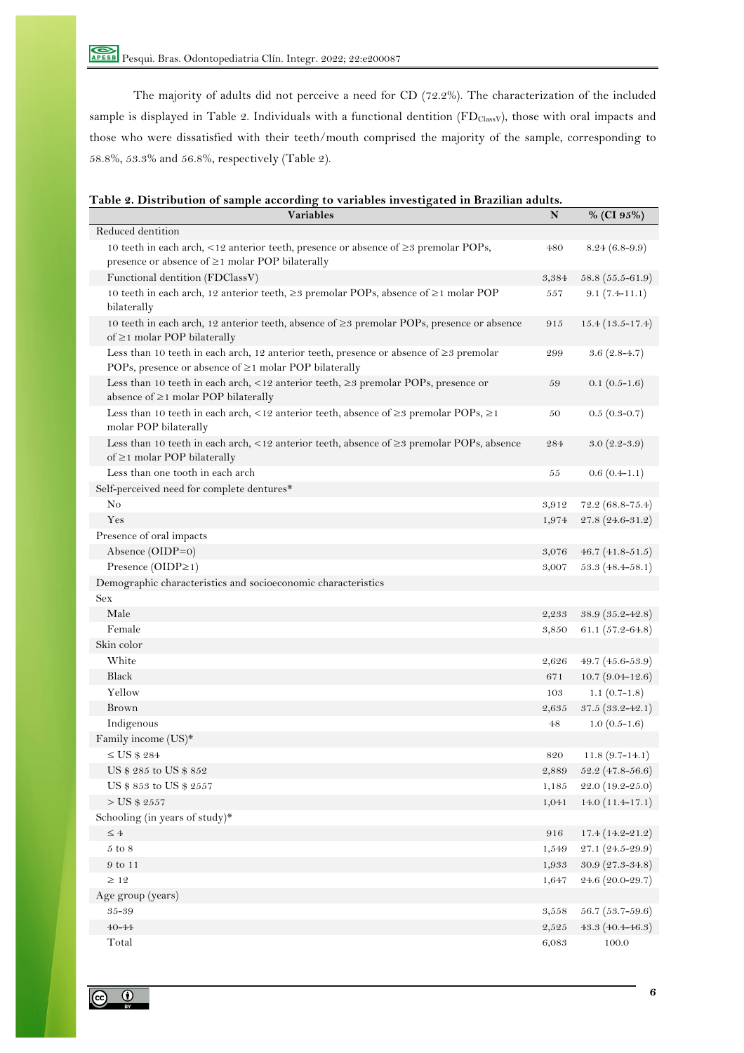The majority of adults did not perceive a need for CD (72.2%). The characterization of the included sample is displayed in Table 2. Individuals with a functional dentition ($FD_{ClassV}$), those with oral impacts and those who were dissatisfied with their teeth/mouth comprised the majority of the sample, corresponding to 58.8%, 53.3% and 56.8%, respectively (Table 2).

**Table 2. Distribution of sample according to variables investigated in Brazilian adults.**

| Variables | N | % (CI 95%) |
|---|---|---|
| Reduced dentition | | |
| 10 teeth in each arch, <12 anterior teeth, presence or absence of ≥3 premolar POPs, presence or absence of ≥1 molar POP bilaterally | 480 | 8.24 (6.8-9.9) |
| Functional dentition (FDClassV) | 3,384 | 58.8 (55.5-61.9) |
| 10 teeth in each arch, 12 anterior teeth, ≥3 premolar POPs, absence of ≥1 molar POP bilaterally | 557 | 9.1 (7.4-11.1) |
| 10 teeth in each arch, 12 anterior teeth, absence of ≥3 premolar POPs, presence or absence of ≥1 molar POP bilaterally | 915 | 15.4 (13.5-17.4) |
| Less than 10 teeth in each arch, 12 anterior teeth, presence or absence of ≥3 premolar POPs, presence or absence of ≥1 molar POP bilaterally | 299 | 3.6 (2.8-4.7) |
| Less than 10 teeth in each arch, <12 anterior teeth, ≥3 premolar POPs, presence or absence of ≥1 molar POP bilaterally | 59 | 0.1 (0.5-1.6) |
| Less than 10 teeth in each arch, <12 anterior teeth, absence of ≥3 premolar POPs, ≥1 molar POP bilaterally | 50 | 0.5 (0.3-0.7) |
| Less than 10 teeth in each arch, <12 anterior teeth, absence of ≥3 premolar POPs, absence of ≥1 molar POP bilaterally | 284 | 3.0 (2.2-3.9) |
| Less than one tooth in each arch | 55 | 0.6 (0.4-1.1) |
| Self-perceived need for complete dentures* | | |
| No | 3,912 | 72.2 (68.8-75.4) |
| Yes | 1,974 | 27.8 (24.6-31.2) |
| Presence of oral impacts | | |
| Absence (OIDP=0) | 3,076 | 46.7 (41.8-51.5) |
| Presence (OIDP≥1) | 3,007 | 53.3 (48.4-58.1) |
| Demographic characteristics and socioeconomic characteristics | | |
| Sex | | |
| Male | 2,233 | 38.9 (35.2-42.8) |
| Female | 3,850 | 61.1 (57.2-64.8) |
| Skin color | | |
| White | 2,626 | 49.7 (45.6-53.9) |
| Black | 671 | 10.7 (9.04-12.6) |
| Yellow | 103 | 1.1 (0.7-1.8) |
| Brown | 2,635 | 37.5 (33.2-42.1) |
| Indigenous | 48 | 1.0 (0.5-1.6) |
| Family income (US)* | | |
| ≤ US $ 284 | 820 | 11.8 (9.7-14.1) |
| US $ 285 to US $ 852 | 2,889 | 52.2 (47.8-56.6) |
| US $ 853 to US $ 2557 | 1,185 | 22.0 (19.2-25.0) |
| > US $ 2557 | 1,041 | 14.0 (11.4-17.1) |
| Schooling (in years of study)* | | |
| ≤ 4 | 916 | 17.4 (14.2-21.2) |
| 5 to 8 | 1,549 | 27.1 (24.5-29.9) |
| 9 to 11 | 1,933 | 30.9 (27.3-34.8) |
| ≥ 12 | 1,647 | 24.6 (20.0-29.7) |
| Age group (years) | | |
| 35-39 | 3,558 | 56.7 (53.7-59.6) |
| 40-44 | 2,525 | 43.3 (40.4-46.3) |
| Total | 6,083 | 100.0 |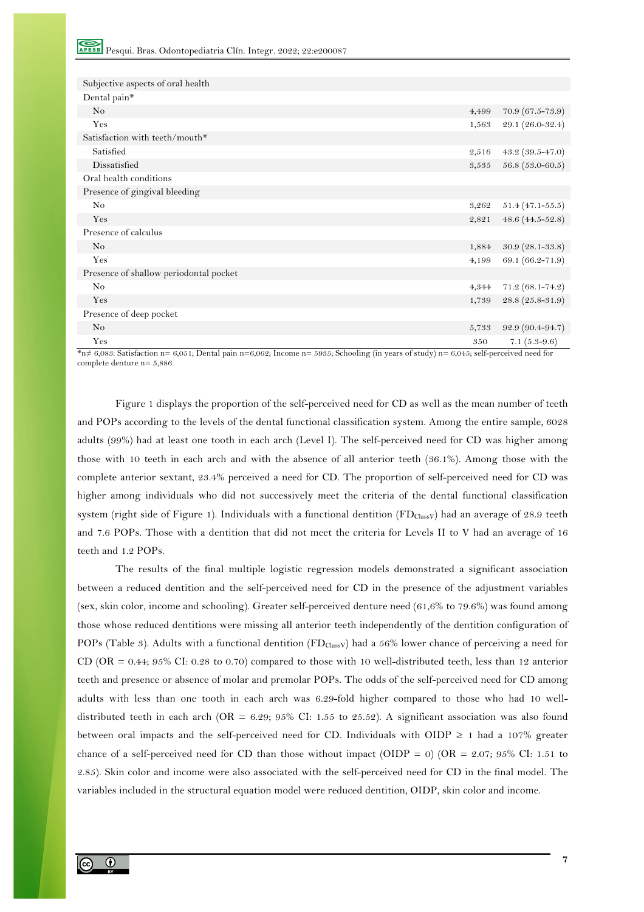| | | |
|---|---|---|
| Subjective aspects of oral health | | |
| Dental pain* | | |
| No | 4,499 | 70.9 (67.5-73.9) |
| Yes | 1,563 | 29.1 (26.0-32.4) |
| Satisfaction with teeth/mouth* | | |
| Satisfied | 2,516 | 43.2 (39.5-47.0) |
| Dissatisfied | 3,535 | 56.8 (53.0-60.5) |
| Oral health conditions | | |
| Presence of gingival bleeding | | |
| No | 3,262 | 51.4 (47.1-55.5) |
| Yes | 2,821 | 48.6 (44.5-52.8) |
| Presence of calculus | | |
| No | 1,884 | 30.9 (28.1-33.8) |
| Yes | 4,199 | 69.1 (66.2-71.9) |
| Presence of shallow periodontal pocket | | |
| No | 4,344 | 71.2 (68.1-74.2) |
| Yes | 1,739 | 28.8 (25.8-31.9) |
| Presence of deep pocket | | |
| No | 5,733 | 92.9 (90.4-94.7) |
| Yes | 350 | 7.1 (5.3-9.6) |

*n≠ 6,083: Satisfaction n= 6,051; Dental pain n=6,062; Income n= 5935; Schooling (in years of study) n= 6,045; self-perceived need for complete denture n= 5,886.

Figure 1 displays the proportion of the self-perceived need for CD as well as the mean number of teeth and POPs according to the levels of the dental functional classification system. Among the entire sample, 6028 adults (99%) had at least one tooth in each arch (Level I). The self-perceived need for CD was higher among those with 10 teeth in each arch and with the absence of all anterior teeth (36.1%). Among those with the complete anterior sextant, 23.4% perceived a need for CD. The proportion of self-perceived need for CD was higher among individuals who did not successively meet the criteria of the dental functional classification system (right side of Figure 1). Individuals with a functional dentition ($FD_{ClassV}$) had an average of 28.9 teeth and 7.6 POPs. Those with a dentition that did not meet the criteria for Levels II to V had an average of 16 teeth and 1.2 POPs.

The results of the final multiple logistic regression models demonstrated a significant association between a reduced dentition and the self-perceived need for CD in the presence of the adjustment variables (sex, skin color, income and schooling). Greater self-perceived denture need (61,6% to 79.6%) was found among those whose reduced dentitions were missing all anterior teeth independently of the dentition configuration of POPs (Table 3). Adults with a functional dentition ($FD_{ClassV}$) had a 56% lower chance of perceiving a need for CD (OR = 0.44; 95% CI: 0.28 to 0.70) compared to those with 10 well-distributed teeth, less than 12 anterior teeth and presence or absence of molar and premolar POPs. The odds of the self-perceived need for CD among adults with less than one tooth in each arch was 6.29-fold higher compared to those who had 10 well-distributed teeth in each arch (OR = 6.29; 95% CI: 1.55 to 25.52). A significant association was also found between oral impacts and the self-perceived need for CD. Individuals with OIDP $\geq$ 1 had a 107% greater chance of a self-perceived need for CD than those without impact (OIDP = 0) (OR = 2.07; 95% CI: 1.51 to 2.85). Skin color and income were also associated with the self-perceived need for CD in the final model. The variables included in the structural equation model were reduced dentition, OIDP, skin color and income.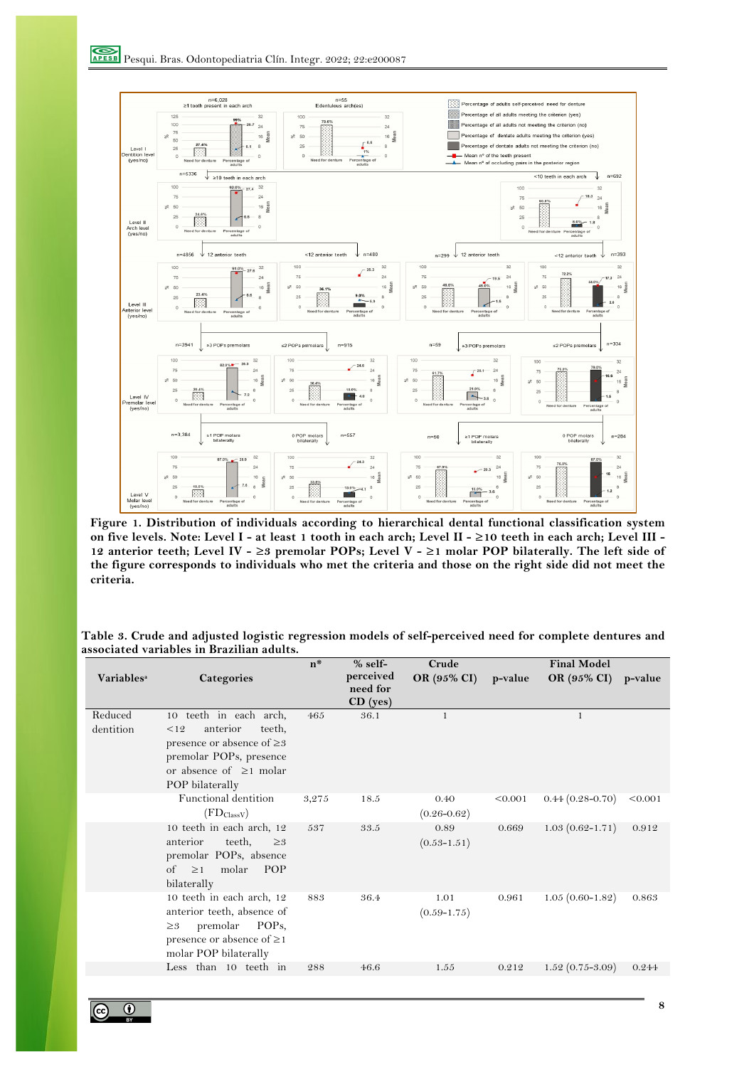**Figure 1. Distribution of individuals according to hierarchical dental functional classification system on five levels. Note: Level I - at least 1 tooth in each arch; Level II - ≥10 teeth in each arch; Level III - 12 anterior teeth; Level IV - ≥3 premolar POPs; Level V - ≥1 molar POP bilaterally. The left side of the figure corresponds to individuals who met the criteria and those on the right side did not meet the criteria.**

**Table 3. Crude and adjusted logistic regression models of self-perceived need for complete dentures and associated variables in Brazilian adults.**

| Variables[a] | Categories | n* | % self-perceived need for CD (yes) | Crude OR (95% CI) | p-value | Final Model OR (95% CI) | p-value |
|---|---|---|---|---|---|---|---|
| Reduced dentition | 10 teeth in each arch, <12 anterior teeth, presence or absence of ≥3 premolar POPs, presence or absence of ≥1 molar POP bilaterally | 465 | 36.1 | 1 | | 1 | |
| | Functional dentition ($FD_{ClassV}$) | 3,275 | 18.5 | 0.40 (0.26-0.62) | <0.001 | 0.44 (0.28-0.70) | <0.001 |
| | 10 teeth in each arch, 12 anterior teeth, ≥3 premolar POPs, absence of ≥1 molar POP bilaterally | 537 | 33.5 | 0.89 (0.53-1.51) | 0.669 | 1.03 (0.62-1.71) | 0.912 |
| | 10 teeth in each arch, 12 anterior teeth, absence of ≥3 premolar POPs, presence or absence of ≥1 molar POP bilaterally | 883 | 36.4 | 1.01 (0.59-1.75) | 0.961 | 1.05 (0.60-1.82) | 0.863 |
| | Less than 10 teeth in | 288 | 46.6 | 1.55 | 0.212 | 1.52 (0.75-3.09) | 0.244 |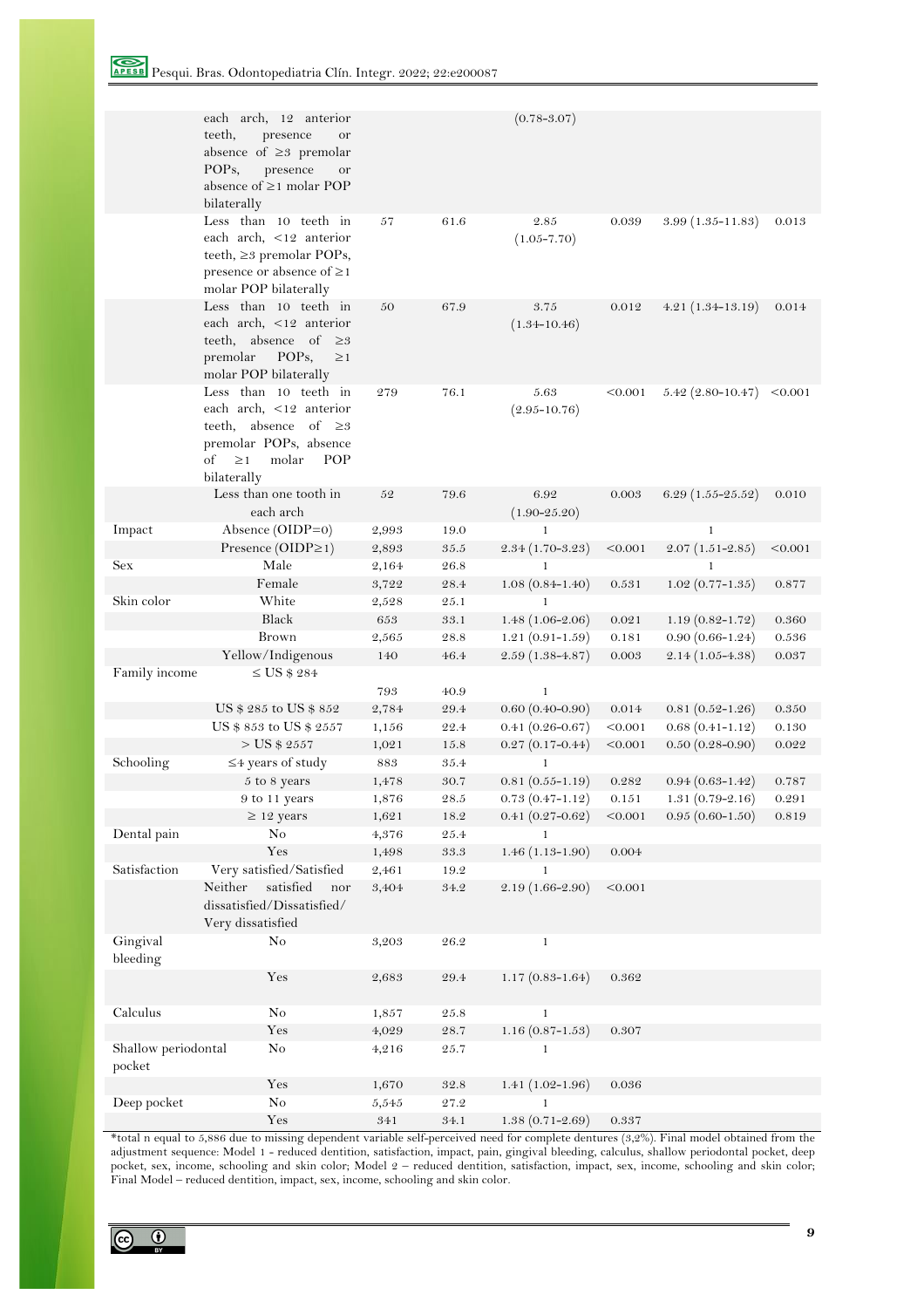| | | | | | | | |
|---|---|---|---|---|---|---|---|
| | each arch, 12 anterior teeth, presence or absence of ≥3 premolar POPs, presence or absence of ≥1 molar POP bilaterally | | | (0.78-3.07) | | | |
| | Less than 10 teeth in each arch, <12 anterior teeth, ≥3 premolar POPs, presence or absence of ≥1 molar POP bilaterally | 57 | 61.6 | 2.85 (1.05-7.70) | 0.039 | 3.99 (1.35-11.83) | 0.013 |
| | Less than 10 teeth in each arch, <12 anterior teeth, absence of ≥3 premolar POPs, ≥1 molar POP bilaterally | 50 | 67.9 | 3.75 (1.34-10.46) | 0.012 | 4.21 (1.34-13.19) | 0.014 |
| | Less than 10 teeth in each arch, <12 anterior teeth, absence of ≥3 premolar POPs, absence of ≥1 molar POP bilaterally | 279 | 76.1 | 5.63 (2.95-10.76) | <0.001 | 5.42 (2.80-10.47) | <0.001 |
| | Less than one tooth in each arch | 52 | 79.6 | 6.92 (1.90-25.20) | 0.003 | 6.29 (1.55-25.52) | 0.010 |
| Impact | Absence (OIDP=0) | 2,993 | 19.0 | 1 | | 1 | |
| | Presence (OIDP≥1) | 2,893 | 35.5 | 2.34 (1.70-3.23) | <0.001 | 2.07 (1.51-2.85) | <0.001 |
| Sex | Male | 2,164 | 26.8 | 1 | | 1 | |
| | Female | 3,722 | 28.4 | 1.08 (0.84-1.40) | 0.531 | 1.02 (0.77-1.35) | 0.877 |
| Skin color | White | 2,528 | 25.1 | 1 | | | |
| | Black | 653 | 33.1 | 1.48 (1.06-2.06) | 0.021 | 1.19 (0.82-1.72) | 0.360 |
| | Brown | 2,565 | 28.8 | 1.21 (0.91-1.59) | 0.181 | 0.90 (0.66-1.24) | 0.536 |
| | Yellow/Indigenous | 140 | 46.4 | 2.59 (1.38-4.87) | 0.003 | 2.14 (1.05-4.38) | 0.037 |
| Family income | ≤ US $ 284 | 793 | 40.9 | 1 | | | |
| | US $ 285 to US $ 852 | 2,784 | 29.4 | 0.60 (0.40-0.90) | 0.014 | 0.81 (0.52-1.26) | 0.350 |
| | US $ 853 to US $ 2557 | 1,156 | 22.4 | 0.41 (0.26-0.67) | <0.001 | 0.68 (0.41-1.12) | 0.130 |
| | > US $ 2557 | 1,021 | 15.8 | 0.27 (0.17-0.44) | <0.001 | 0.50 (0.28-0.90) | 0.022 |
| Schooling | ≤4 years of study | 883 | 35.4 | 1 | | | |
| | 5 to 8 years | 1,478 | 30.7 | 0.81 (0.55-1.19) | 0.282 | 0.94 (0.63-1.42) | 0.787 |
| | 9 to 11 years | 1,876 | 28.5 | 0.73 (0.47-1.12) | 0.151 | 1.31 (0.79-2.16) | 0.291 |
| | ≥ 12 years | 1,621 | 18.2 | 0.41 (0.27-0.62) | <0.001 | 0.95 (0.60-1.50) | 0.819 |
| Dental pain | No | 4,376 | 25.4 | 1 | | | |
| | Yes | 1,498 | 33.3 | 1.46 (1.13-1.90) | 0.004 | | |
| Satisfaction | Very satisfied/Satisfied | 2,461 | 19.2 | 1 | | | |
| | Neither satisfied nor dissatisfied/Dissatisfied/ Very dissatisfied | 3,404 | 34.2 | 2.19 (1.66-2.90) | <0.001 | | |
| Gingival bleeding | No | 3,203 | 26.2 | 1 | | | |
| | Yes | 2,683 | 29.4 | 1.17 (0.83-1.64) | 0.362 | | |
| Calculus | No | 1,857 | 25.8 | 1 | | | |
| | Yes | 4,029 | 28.7 | 1.16 (0.87-1.53) | 0.307 | | |
| Shallow periodontal pocket | No | 4,216 | 25.7 | 1 | | | |
| | Yes | 1,670 | 32.8 | 1.41 (1.02-1.96) | 0.036 | | |
| Deep pocket | No | 5,545 | 27.2 | 1 | | | |
| | Yes | 341 | 34.1 | 1.38 (0.71-2.69) | 0.337 | | |

*total n equal to 5,886 due to missing dependent variable self-perceived need for complete dentures (3,2%). Final model obtained from the adjustment sequence: Model 1 - reduced dentition, satisfaction, impact, pain, gingival bleeding, calculus, shallow periodontal pocket, deep pocket, sex, income, schooling and skin color; Model 2 – reduced dentition, satisfaction, impact, sex, income, schooling and skin color; Final Model – reduced dentition, impact, sex, income, schooling and skin color.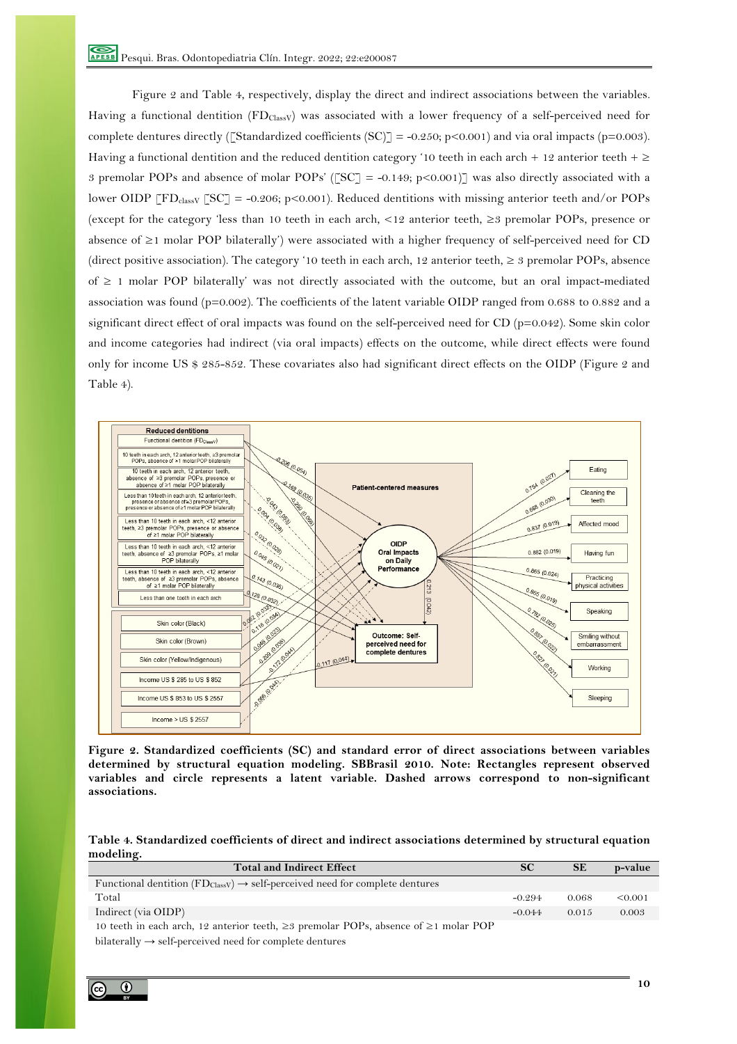Figure 2 and Table 4, respectively, display the direct and indirect associations between the variables. Having a functional dentition ($FD_{ClassV}$) was associated with a lower frequency of a self-perceived need for complete dentures directly ([Standardized coefficients (SC)] = -0.250; p<0.001) and via oral impacts (p=0.003). Having a functional dentition and the reduced dentition category '10 teeth in each arch + 12 anterior teeth + ≥ 3 premolar POPs and absence of molar POPs' ([SC] = -0.149; p<0.001)] was also directly associated with a lower OIDP [$FD_{classV}$ [SC] = -0.206; p<0.001). Reduced dentitions with missing anterior teeth and/or POPs (except for the category 'less than 10 teeth in each arch, <12 anterior teeth, ≥3 premolar POPs, presence or absence of ≥1 molar POP bilaterally') were associated with a higher frequency of self-perceived need for CD (direct positive association). The category '10 teeth in each arch, 12 anterior teeth, ≥ 3 premolar POPs, absence of ≥ 1 molar POP bilaterally' was not directly associated with the outcome, but an oral impact-mediated association was found (p=0.002). The coefficients of the latent variable OIDP ranged from 0.688 to 0.882 and a significant direct effect of oral impacts was found on the self-perceived need for CD (p=0.042). Some skin color and income categories had indirect (via oral impacts) effects on the outcome, while direct effects were found only for income US $ 285-852. These covariates also had significant direct effects on the OIDP (Figure 2 and Table 4).

**Figure 2. Standardized coefficients (SC) and standard error of direct associations between variables determined by structural equation modeling. SBBrasil 2010. Note: Rectangles represent observed variables and circle represents a latent variable. Dashed arrows correspond to non-significant associations.**

**Table 4. Standardized coefficients of direct and indirect associations determined by structural equation modeling.**

| Total and Indirect Effect | SC | SE | p-value |
|---|---|---|---|
| Functional dentition ($FD_{ClassV}$) → self-perceived need for complete dentures | | | |
| Total | -0.294 | 0.068 | <0.001 |
| Indirect (via OIDP) | -0.044 | 0.015 | 0.003 |
| 10 teeth in each arch, 12 anterior teeth, ≥3 premolar POPs, absence of ≥1 molar POP bilaterally → self-perceived need for complete dentures | | | |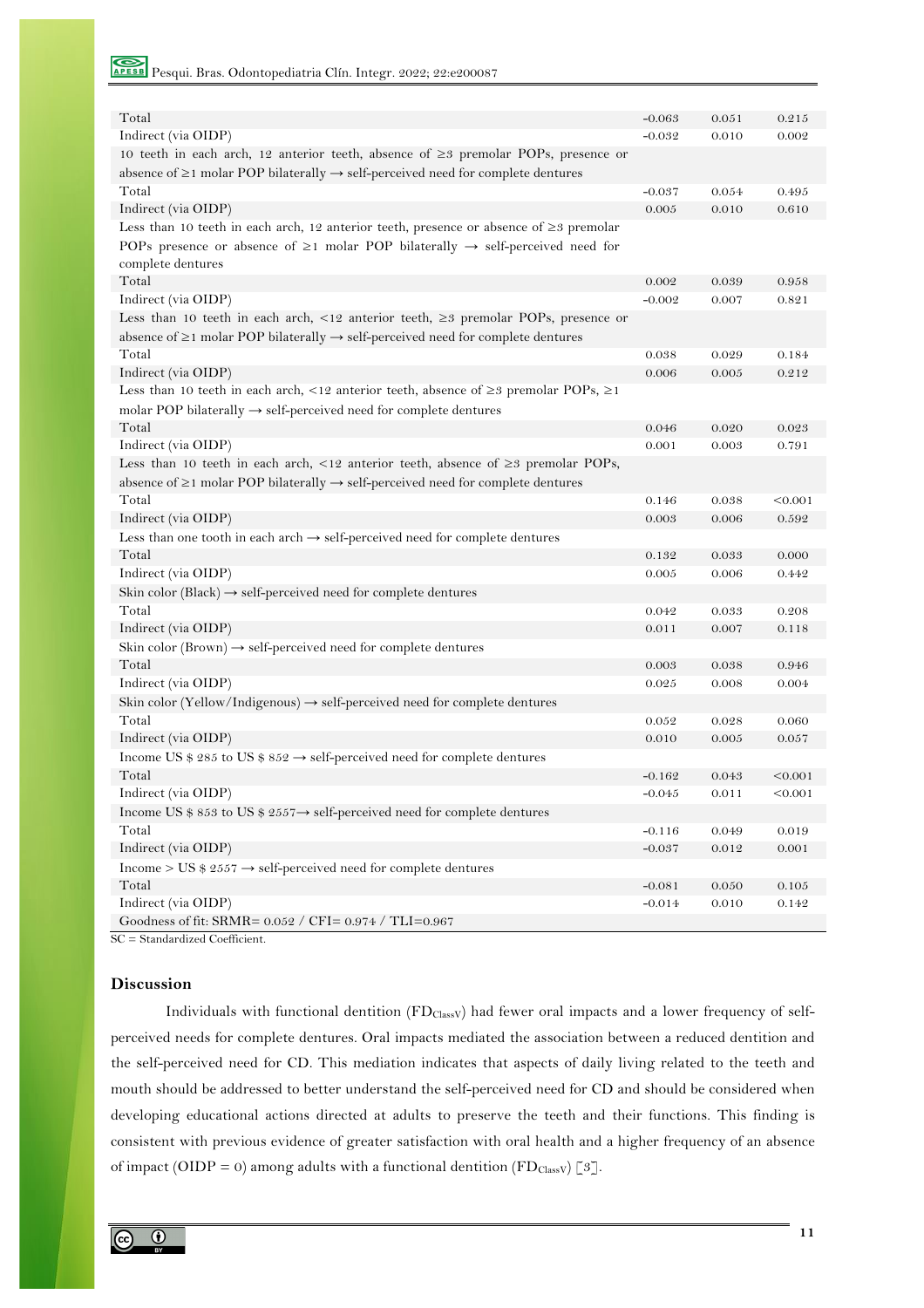| | | | |
|---|---|---|---|
| Total | -0.063 | 0.051 | 0.215 |
| Indirect (via OIDP) | -0.032 | 0.010 | 0.002 |
| 10 teeth in each arch, 12 anterior teeth, absence of ≥3 premolar POPs, presence or absence of ≥1 molar POP bilaterally → self-perceived need for complete dentures | | | |
| Total | -0.037 | 0.054 | 0.495 |
| Indirect (via OIDP) | 0.005 | 0.010 | 0.610 |
| Less than 10 teeth in each arch, 12 anterior teeth, presence or absence of ≥3 premolar POPs presence or absence of ≥1 molar POP bilaterally → self-perceived need for complete dentures | | | |
| Total | 0.002 | 0.039 | 0.958 |
| Indirect (via OIDP) | -0.002 | 0.007 | 0.821 |
| Less than 10 teeth in each arch, <12 anterior teeth, ≥3 premolar POPs, presence or absence of ≥1 molar POP bilaterally → self-perceived need for complete dentures | | | |
| Total | 0.038 | 0.029 | 0.184 |
| Indirect (via OIDP) | 0.006 | 0.005 | 0.212 |
| Less than 10 teeth in each arch, <12 anterior teeth, absence of ≥3 premolar POPs, ≥1 molar POP bilaterally → self-perceived need for complete dentures | | | |
| Total | 0.046 | 0.020 | 0.023 |
| Indirect (via OIDP) | 0.001 | 0.003 | 0.791 |
| Less than 10 teeth in each arch, <12 anterior teeth, absence of ≥3 premolar POPs, absence of ≥1 molar POP bilaterally → self-perceived need for complete dentures | | | |
| Total | 0.146 | 0.038 | <0.001 |
| Indirect (via OIDP) | 0.003 | 0.006 | 0.592 |
| Less than one tooth in each arch → self-perceived need for complete dentures | | | |
| Total | 0.132 | 0.033 | 0.000 |
| Indirect (via OIDP) | 0.005 | 0.006 | 0.442 |
| Skin color (Black) → self-perceived need for complete dentures | | | |
| Total | 0.042 | 0.033 | 0.208 |
| Indirect (via OIDP) | 0.011 | 0.007 | 0.118 |
| Skin color (Brown) → self-perceived need for complete dentures | | | |
| Total | 0.003 | 0.038 | 0.946 |
| Indirect (via OIDP) | 0.025 | 0.008 | 0.004 |
| Skin color (Yellow/Indigenous) → self-perceived need for complete dentures | | | |
| Total | 0.052 | 0.028 | 0.060 |
| Indirect (via OIDP) | 0.010 | 0.005 | 0.057 |
| Income US $ 285 to US $ 852 → self-perceived need for complete dentures | | | |
| Total | -0.162 | 0.043 | <0.001 |
| Indirect (via OIDP) | -0.045 | 0.011 | <0.001 |
| Income US $ 853 to US $ 2557→ self-perceived need for complete dentures | | | |
| Total | -0.116 | 0.049 | 0.019 |
| Indirect (via OIDP) | -0.037 | 0.012 | 0.001 |
| Income > US $ 2557 → self-perceived need for complete dentures | | | |
| Total | -0.081 | 0.050 | 0.105 |
| Indirect (via OIDP) | -0.014 | 0.010 | 0.142 |
| Goodness of fit: SRMR= 0.052 / CFI= 0.974 / TLI=0.967 | | | |

SC = Standardized Coefficient.

## Discussion

Individuals with functional dentition ($FD_{ClassV}$) had fewer oral impacts and a lower frequency of self-perceived needs for complete dentures. Oral impacts mediated the association between a reduced dentition and the self-perceived need for CD. This mediation indicates that aspects of daily living related to the teeth and mouth should be addressed to better understand the self-perceived need for CD and should be considered when developing educational actions directed at adults to preserve the teeth and their functions. This finding is consistent with previous evidence of greater satisfaction with oral health and a higher frequency of an absence of impact (OIDP = 0) among adults with a functional dentition ($FD_{ClassV}$) [3].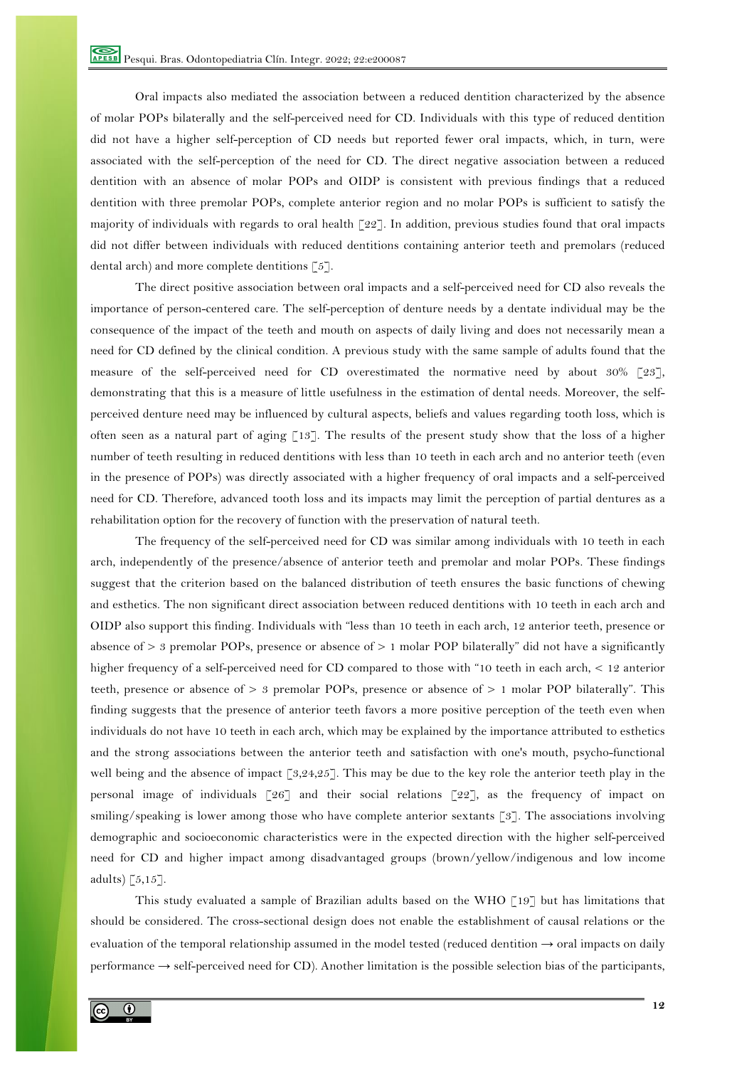Oral impacts also mediated the association between a reduced dentition characterized by the absence of molar POPs bilaterally and the self-perceived need for CD. Individuals with this type of reduced dentition did not have a higher self-perception of CD needs but reported fewer oral impacts, which, in turn, were associated with the self-perception of the need for CD. The direct negative association between a reduced dentition with an absence of molar POPs and OIDP is consistent with previous findings that a reduced dentition with three premolar POPs, complete anterior region and no molar POPs is sufficient to satisfy the majority of individuals with regards to oral health [22]. In addition, previous studies found that oral impacts did not differ between individuals with reduced dentitions containing anterior teeth and premolars (reduced dental arch) and more complete dentitions [5].

The direct positive association between oral impacts and a self-perceived need for CD also reveals the importance of person-centered care. The self-perception of denture needs by a dentate individual may be the consequence of the impact of the teeth and mouth on aspects of daily living and does not necessarily mean a need for CD defined by the clinical condition. A previous study with the same sample of adults found that the measure of the self-perceived need for CD overestimated the normative need by about 30% [23], demonstrating that this is a measure of little usefulness in the estimation of dental needs. Moreover, the self-perceived denture need may be influenced by cultural aspects, beliefs and values regarding tooth loss, which is often seen as a natural part of aging [13]. The results of the present study show that the loss of a higher number of teeth resulting in reduced dentitions with less than 10 teeth in each arch and no anterior teeth (even in the presence of POPs) was directly associated with a higher frequency of oral impacts and a self-perceived need for CD. Therefore, advanced tooth loss and its impacts may limit the perception of partial dentures as a rehabilitation option for the recovery of function with the preservation of natural teeth.

The frequency of the self-perceived need for CD was similar among individuals with 10 teeth in each arch, independently of the presence/absence of anterior teeth and premolar and molar POPs. These findings suggest that the criterion based on the balanced distribution of teeth ensures the basic functions of chewing and esthetics. The non significant direct association between reduced dentitions with 10 teeth in each arch and OIDP also support this finding. Individuals with "less than 10 teeth in each arch, 12 anterior teeth, presence or absence of > 3 premolar POPs, presence or absence of > 1 molar POP bilaterally" did not have a significantly higher frequency of a self-perceived need for CD compared to those with "10 teeth in each arch, < 12 anterior teeth, presence or absence of > 3 premolar POPs, presence or absence of > 1 molar POP bilaterally". This finding suggests that the presence of anterior teeth favors a more positive perception of the teeth even when individuals do not have 10 teeth in each arch, which may be explained by the importance attributed to esthetics and the strong associations between the anterior teeth and satisfaction with one's mouth, psycho-functional well being and the absence of impact [3,24,25]. This may be due to the key role the anterior teeth play in the personal image of individuals [26] and their social relations [22], as the frequency of impact on smiling/speaking is lower among those who have complete anterior sextants [3]. The associations involving demographic and socioeconomic characteristics were in the expected direction with the higher self-perceived need for CD and higher impact among disadvantaged groups (brown/yellow/indigenous and low income adults) [5,15].

This study evaluated a sample of Brazilian adults based on the WHO [19] but has limitations that should be considered. The cross-sectional design does not enable the establishment of causal relations or the evaluation of the temporal relationship assumed in the model tested (reduced dentition → oral impacts on daily performance → self-perceived need for CD). Another limitation is the possible selection bias of the participants,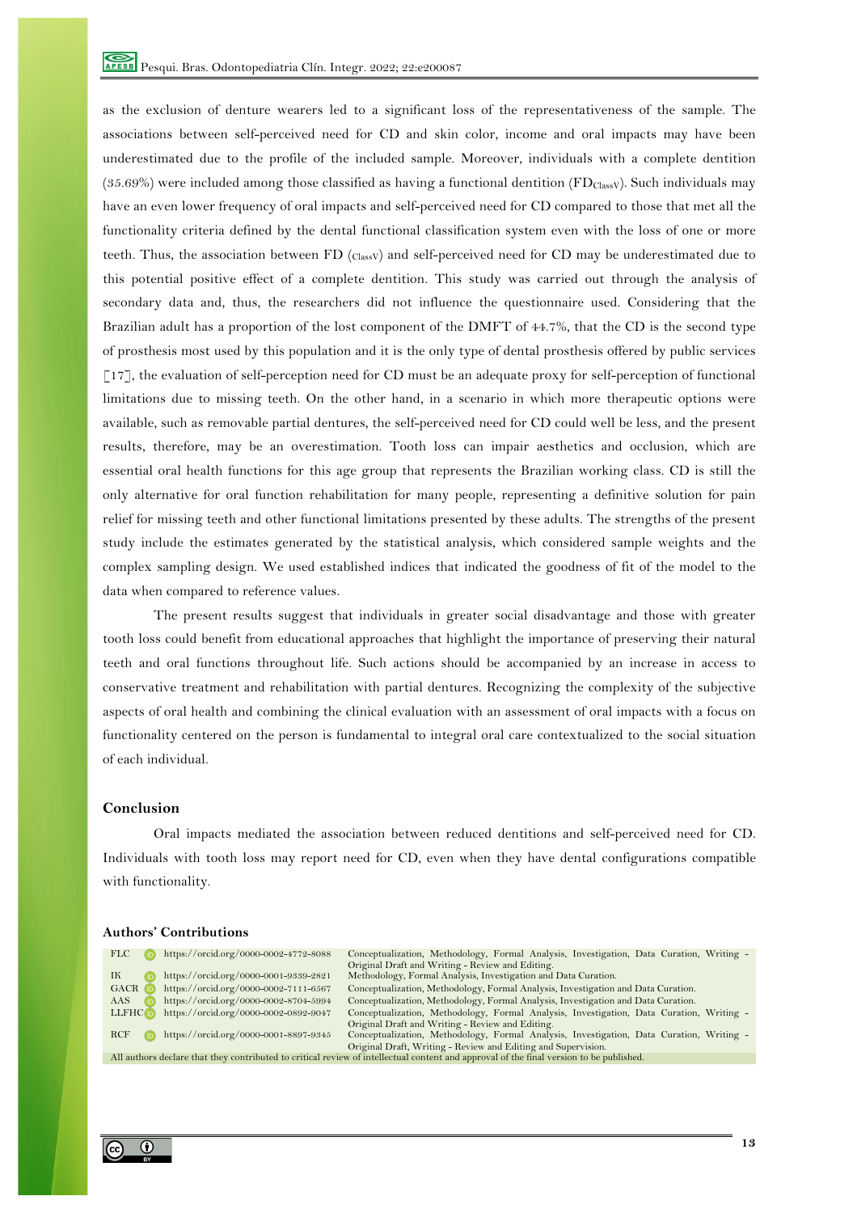as the exclusion of denture wearers led to a significant loss of the representativeness of the sample. The associations between self-perceived need for CD and skin color, income and oral impacts may have been underestimated due to the profile of the included sample. Moreover, individuals with a complete dentition (35.69%) were included among those classified as having a functional dentition ($FD_{ClassV}$). Such individuals may have an even lower frequency of oral impacts and self-perceived need for CD compared to those that met all the functionality criteria defined by the dental functional classification system even with the loss of one or more teeth. Thus, the association between FD ($_{ClassV}$) and self-perceived need for CD may be underestimated due to this potential positive effect of a complete dentition. This study was carried out through the analysis of secondary data and, thus, the researchers did not influence the questionnaire used. Considering that the Brazilian adult has a proportion of the lost component of the DMFT of 44.7%, that the CD is the second type of prosthesis most used by this population and it is the only type of dental prosthesis offered by public services [17], the evaluation of self-perception need for CD must be an adequate proxy for self-perception of functional limitations due to missing teeth. On the other hand, in a scenario in which more therapeutic options were available, such as removable partial dentures, the self-perceived need for CD could well be less, and the present results, therefore, may be an overestimation. Tooth loss can impair aesthetics and occlusion, which are essential oral health functions for this age group that represents the Brazilian working class. CD is still the only alternative for oral function rehabilitation for many people, representing a definitive solution for pain relief for missing teeth and other functional limitations presented by these adults. The strengths of the present study include the estimates generated by the statistical analysis, which considered sample weights and the complex sampling design. We used established indices that indicated the goodness of fit of the model to the data when compared to reference values.

The present results suggest that individuals in greater social disadvantage and those with greater tooth loss could benefit from educational approaches that highlight the importance of preserving their natural teeth and oral functions throughout life. Such actions should be accompanied by an increase in access to conservative treatment and rehabilitation with partial dentures. Recognizing the complexity of the subjective aspects of oral health and combining the clinical evaluation with an assessment of oral impacts with a focus on functionality centered on the person is fundamental to integral oral care contextualized to the social situation of each individual.

## Conclusion

Oral impacts mediated the association between reduced dentitions and self-perceived need for CD. Individuals with tooth loss may report need for CD, even when they have dental configurations compatible with functionality.

### Authors' Contributions

| | | |
|---|---|---|
| FLC | https://orcid.org/0000-0002-4772-8088 | Conceptualization, Methodology, Formal Analysis, Investigation, Data Curation, Writing - Original Draft and Writing - Review and Editing. |
| IK | https://orcid.org/0000-0001-9339-2821 | Methodology, Formal Analysis, Investigation and Data Curation. |
| GACR | https://orcid.org/0000-0002-7111-6567 | Conceptualization, Methodology, Formal Analysis, Investigation and Data Curation. |
| AAS | https://orcid.org/0000-0002-8704-5994 | Conceptualization, Methodology, Formal Analysis, Investigation and Data Curation. |
| LLFHC | https://orcid.org/0000-0002-0892-9047 | Conceptualization, Methodology, Formal Analysis, Investigation, Data Curation, Writing - Original Draft and Writing - Review and Editing. |
| RCF | https://orcid.org/0000-0001-8897-9345 | Conceptualization, Methodology, Formal Analysis, Investigation, Data Curation, Writing - Original Draft, Writing - Review and Editing and Supervision. |

All authors declare that they contributed to critical review of intellectual content and approval of the final version to be published.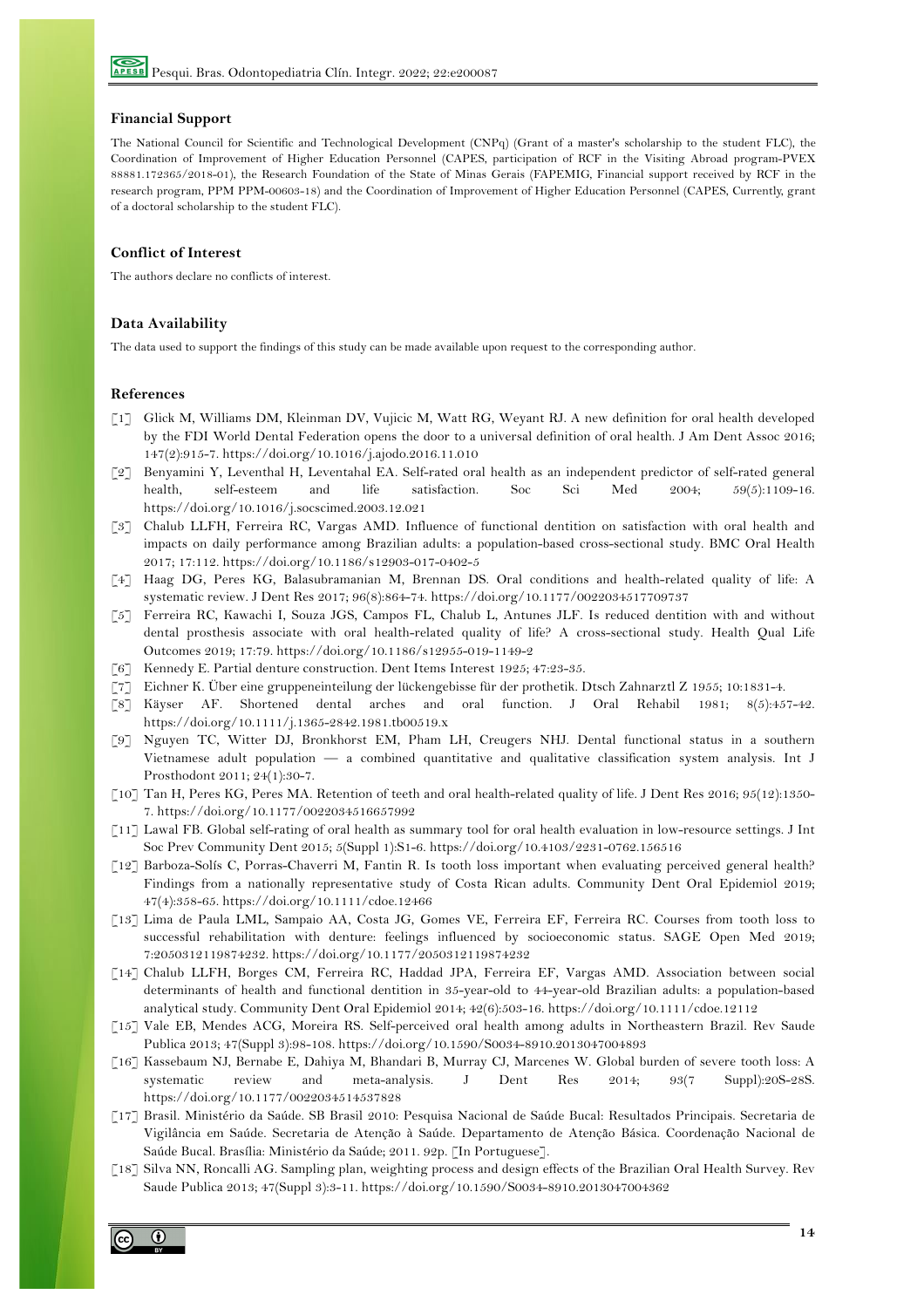## Financial Support

The National Council for Scientific and Technological Development (CNPq) (Grant of a master's scholarship to the student FLC), the Coordination of Improvement of Higher Education Personnel (CAPES, participation of RCF in the Visiting Abroad program-PVEX 88881.172365/2018-01), the Research Foundation of the State of Minas Gerais (FAPEMIG, Financial support received by RCF in the research program, PPM PPM-00603-18) and the Coordination of Improvement of Higher Education Personnel (CAPES, Currently, grant of a doctoral scholarship to the student FLC).

## Conflict of Interest

The authors declare no conflicts of interest.

## Data Availability

The data used to support the findings of this study can be made available upon request to the corresponding author.

## References

[1] Glick M, Williams DM, Kleinman DV, Vujicic M, Watt RG, Weyant RJ. A new definition for oral health developed by the FDI World Dental Federation opens the door to a universal definition of oral health. J Am Dent Assoc 2016; 147(2):915-7. https://doi.org/10.1016/j.ajodo.2016.11.010

[2] Benyamini Y, Leventhal H, Leventahal EA. Self-rated oral health as an independent predictor of self-rated general health, self-esteem and life satisfaction. Soc Sci Med 2004; 59(5):1109-16. https://doi.org/10.1016/j.socscimed.2003.12.021

[3] Chalub LLFH, Ferreira RC, Vargas AMD. Influence of functional dentition on satisfaction with oral health and impacts on daily performance among Brazilian adults: a population-based cross-sectional study. BMC Oral Health 2017; 17:112. https://doi.org/10.1186/s12903-017-0402-5

[4] Haag DG, Peres KG, Balasubramanian M, Brennan DS. Oral conditions and health-related quality of life: A systematic review. J Dent Res 2017; 96(8):864-74. https://doi.org/10.1177/0022034517709737

[5] Ferreira RC, Kawachi I, Souza JGS, Campos FL, Chalub L, Antunes JLF. Is reduced dentition with and without dental prosthesis associate with oral health-related quality of life? A cross-sectional study. Health Qual Life Outcomes 2019; 17:79. https://doi.org/10.1186/s12955-019-1149-2

[6] Kennedy E. Partial denture construction. Dent Items Interest 1925; 47:23-35.

[7] Eichner K. Über eine gruppeneinteilung der lückengebisse für der prothetik. Dtsch Zahnarztl Z 1955; 10:1831-4.

[8] Käyser AF. Shortened dental arches and oral function. J Oral Rehabil 1981; 8(5):457-42. https://doi.org/10.1111/j.1365-2842.1981.tb00519.x

[9] Nguyen TC, Witter DJ, Bronkhorst EM, Pham LH, Creugers NHJ. Dental functional status in a southern Vietnamese adult population — a combined quantitative and qualitative classification system analysis. Int J Prosthodont 2011; 24(1):30-7.

[10] Tan H, Peres KG, Peres MA. Retention of teeth and oral health-related quality of life. J Dent Res 2016; 95(12):1350-7. https://doi.org/10.1177/0022034516657992

[11] Lawal FB. Global self-rating of oral health as summary tool for oral health evaluation in low-resource settings. J Int Soc Prev Community Dent 2015; 5(Suppl 1):S1-6. https://doi.org/10.4103/2231-0762.156516

[12] Barboza-Solís C, Porras-Chaverri M, Fantin R. Is tooth loss important when evaluating perceived general health? Findings from a nationally representative study of Costa Rican adults. Community Dent Oral Epidemiol 2019; 47(4):358-65. https://doi.org/10.1111/cdoe.12466

[13] Lima de Paula LML, Sampaio AA, Costa JG, Gomes VE, Ferreira EF, Ferreira RC. Courses from tooth loss to successful rehabilitation with denture: feelings influenced by socioeconomic status. SAGE Open Med 2019; 7:2050312119874232. https://doi.org/10.1177/2050312119874232

[14] Chalub LLFH, Borges CM, Ferreira RC, Haddad JPA, Ferreira EF, Vargas AMD. Association between social determinants of health and functional dentition in 35-year-old to 44-year-old Brazilian adults: a population-based analytical study. Community Dent Oral Epidemiol 2014; 42(6):503-16. https://doi.org/10.1111/cdoe.12112

[15] Vale EB, Mendes ACG, Moreira RS. Self-perceived oral health among adults in Northeastern Brazil. Rev Saude Publica 2013; 47(Suppl 3):98-108. https://doi.org/10.1590/S0034-8910.2013047004893

[16] Kassebaum NJ, Bernabe E, Dahiya M, Bhandari B, Murray CJ, Marcenes W. Global burden of severe tooth loss: A systematic review and meta-analysis. J Dent Res 2014; 93(7 Suppl):20S-28S. https://doi.org/10.1177/0022034514537828

[17] Brasil. Ministério da Saúde. SB Brasil 2010: Pesquisa Nacional de Saúde Bucal: Resultados Principais. Secretaria de Vigilância em Saúde. Secretaria de Atenção à Saúde. Departamento de Atenção Básica. Coordenação Nacional de Saúde Bucal. Brasília: Ministério da Saúde; 2011. 92p. [In Portuguese].

[18] Silva NN, Roncalli AG. Sampling plan, weighting process and design effects of the Brazilian Oral Health Survey. Rev Saude Publica 2013; 47(Suppl 3):3-11. https://doi.org/10.1590/S0034-8910.2013047004362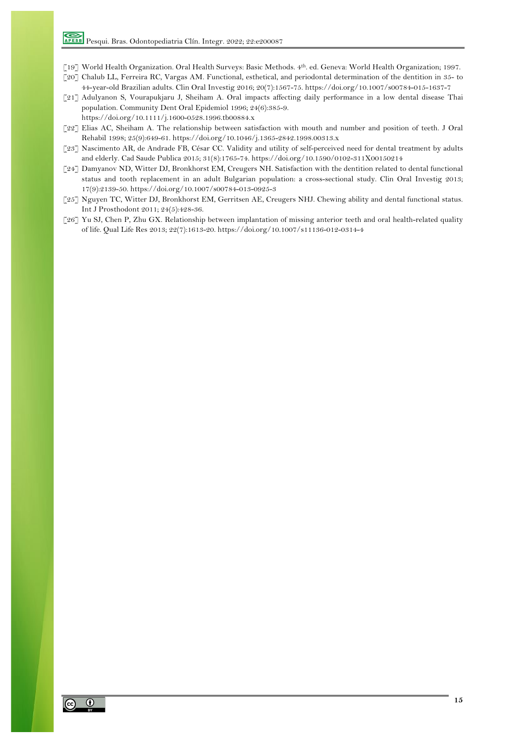[19] World Health Organization. Oral Health Surveys: Basic Methods. 4th. ed. Geneva: World Health Organization; 1997.

[20] Chalub LL, Ferreira RC, Vargas AM. Functional, esthetical, and periodontal determination of the dentition in 35- to 44-year-old Brazilian adults. Clin Oral Investig 2016; 20(7):1567-75. https://doi.org/10.1007/s00784-015-1637-7

[21] Adulyanon S, Vourapukjaru J, Sheiham A. Oral impacts affecting daily performance in a low dental disease Thai population. Community Dent Oral Epidemiol 1996; 24(6):385-9. https://doi.org/10.1111/j.1600-0528.1996.tb00884.x

[22] Elias AC, Sheiham A. The relationship between satisfaction with mouth and number and position of teeth. J Oral Rehabil 1998; 25(9):649-61. https://doi.org/10.1046/j.1365-2842.1998.00313.x

[23] Nascimento AR, de Andrade FB, César CC. Validity and utility of self-perceived need for dental treatment by adults and elderly. Cad Saude Publica 2015; 31(8):1765-74. https://doi.org/10.1590/0102-311X00150214

[24] Damyanov ND, Witter DJ, Bronkhorst EM, Creugers NH. Satisfaction with the dentition related to dental functional status and tooth replacement in an adult Bulgarian population: a cross-sectional study. Clin Oral Investig 2013; 17(9):2139-50. https://doi.org/10.1007/s00784-013-0925-3

[25] Nguyen TC, Witter DJ, Bronkhorst EM, Gerritsen AE, Creugers NHJ. Chewing ability and dental functional status. Int J Prosthodont 2011; 24(5):428-36.

[26] Yu SJ, Chen P, Zhu GX. Relationship between implantation of missing anterior teeth and oral health-related quality of life. Qual Life Res 2013; 22(7):1613-20. https://doi.org/10.1007/s11136-012-0314-4